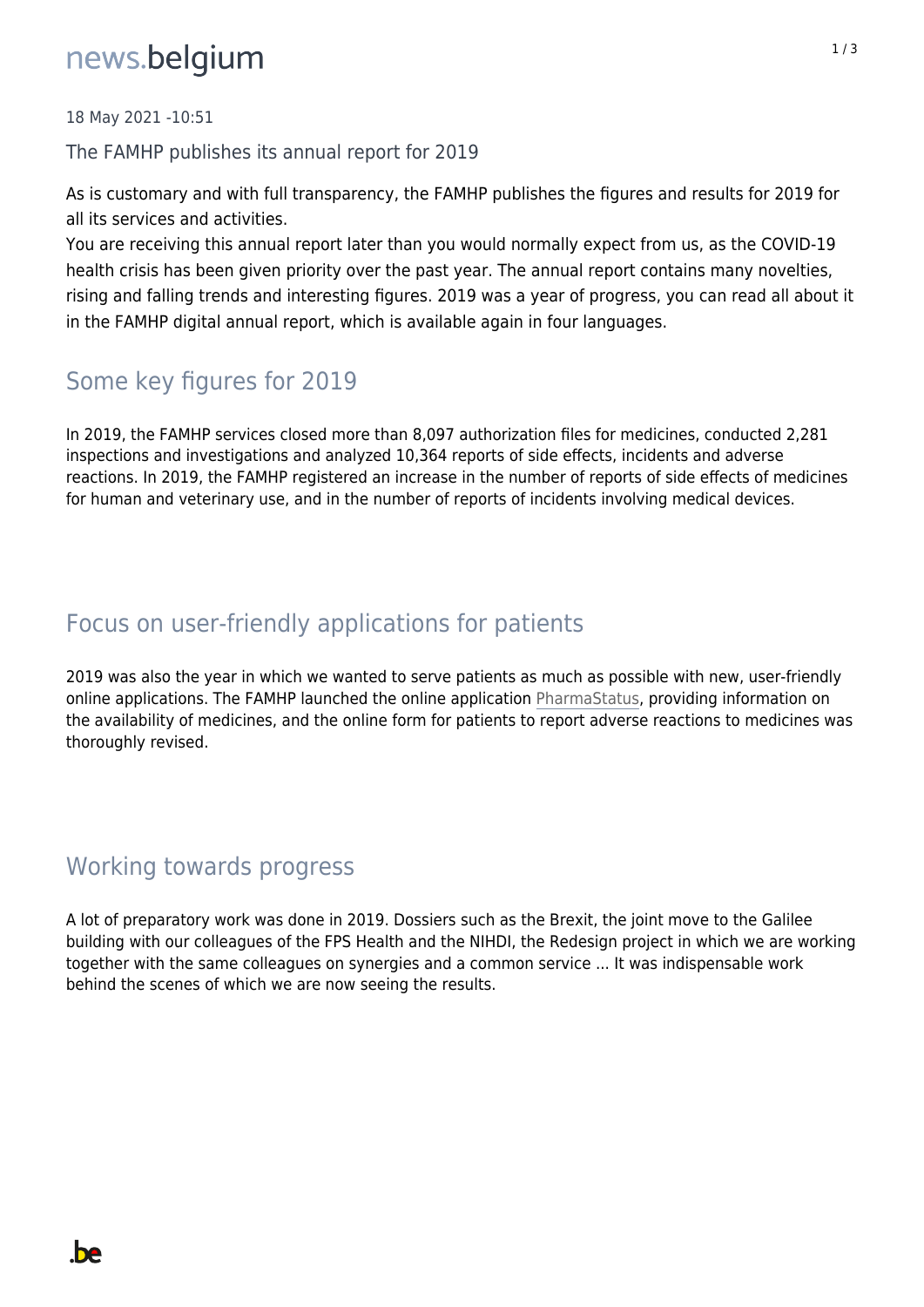18 May 2021 -10:51

The FAMHP publishes its annual report for 2019

As is customary and with full transparency, the FAMHP publishes the figures and results for 2019 for all its services and activities.
You are receiving this annual report later than you would normally expect from us, as the COVID-19 health crisis has been given priority over the past year. The annual report contains many novelties, rising and falling trends and interesting figures. 2019 was a year of progress, you can read all about it in the FAMHP digital annual report, which is available again in four languages.

## Some key figures for 2019

In 2019, the FAMHP services closed more than 8,097 authorization files for medicines, conducted 2,281 inspections and investigations and analyzed 10,364 reports of side effects, incidents and adverse reactions. In 2019, the FAMHP registered an increase in the number of reports of side effects of medicines for human and veterinary use, and in the number of reports of incidents involving medical devices.

## Focus on user-friendly applications for patients

2019 was also the year in which we wanted to serve patients as much as possible with new, user-friendly online applications. The FAMHP launched the online application PharmaStatus, providing information on the availability of medicines, and the online form for patients to report adverse reactions to medicines was thoroughly revised.

## Working towards progress

A lot of preparatory work was done in 2019. Dossiers such as the Brexit, the joint move to the Galilee building with our colleagues of the FPS Health and the NIHDI, the Redesign project in which we are working together with the same colleagues on synergies and a common service ... It was indispensable work behind the scenes of which we are now seeing the results.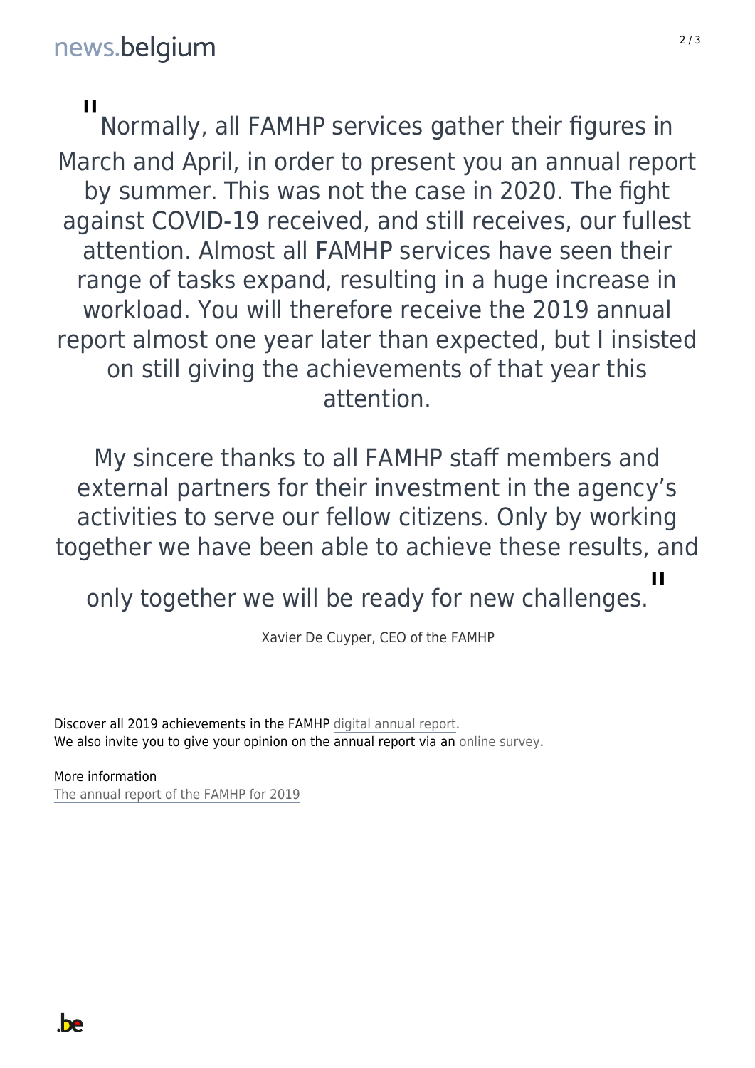> "Normally, all FAMHP services gather their figures in March and April, in order to present you an annual report by summer. This was not the case in 2020. The fight against COVID-19 received, and still receives, our fullest attention. Almost all FAMHP services have seen their range of tasks expand, resulting in a huge increase in workload. You will therefore receive the 2019 annual report almost one year later than expected, but I insisted on still giving the achievements of that year this attention.
>
> My sincere thanks to all FAMHP staff members and external partners for their investment in the agency's activities to serve our fellow citizens. Only by working together we have been able to achieve these results, and only together we will be ready for new challenges."
>
> Xavier De Cuyper, CEO of the FAMHP

Discover all 2019 achievements in the FAMHP digital annual report.
We also invite you to give your opinion on the annual report via an online survey.

More information
The annual report of the FAMHP for 2019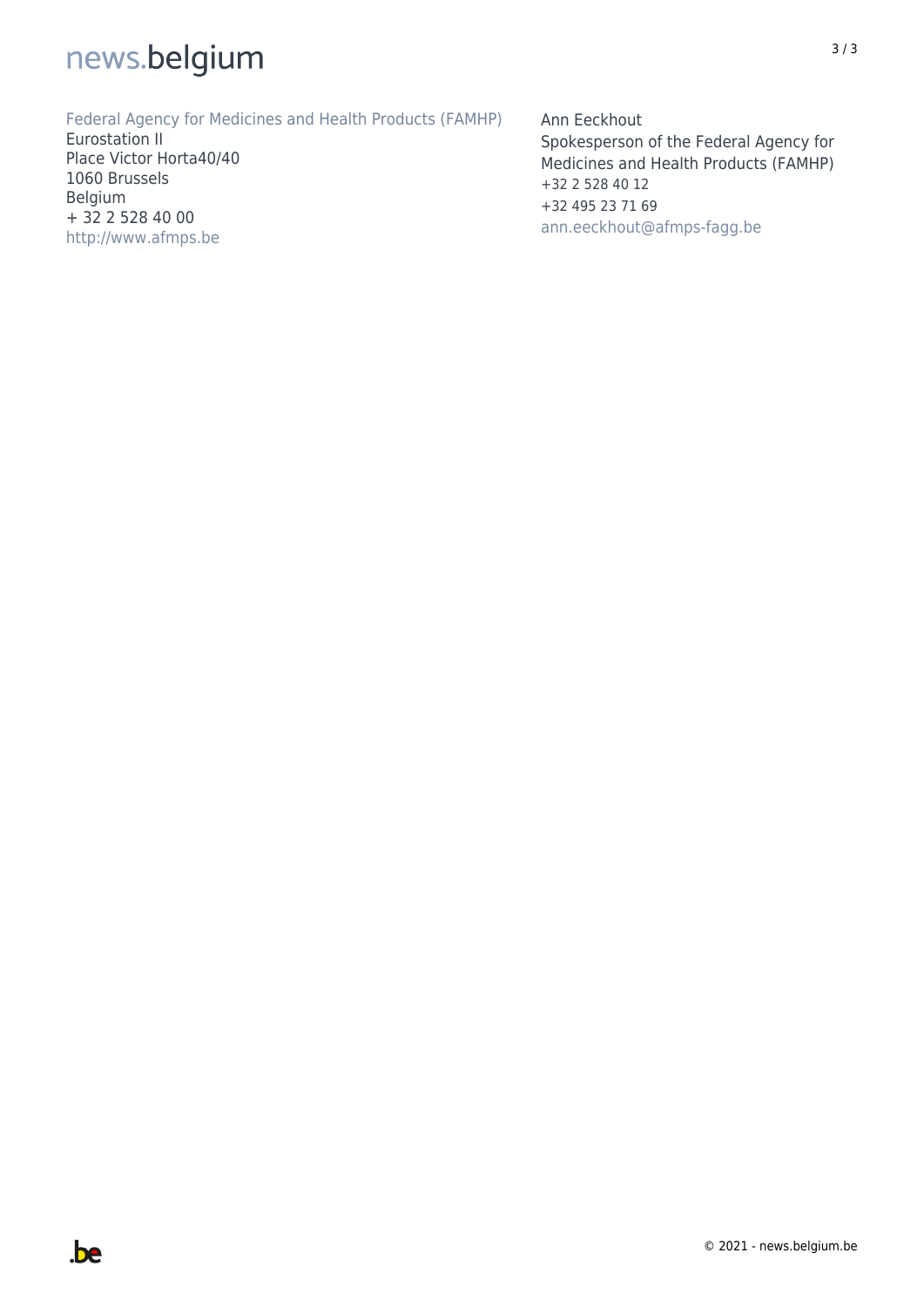Federal Agency for Medicines and Health Products (FAMHP)
Eurostation II
Place Victor Horta40/40
1060 Brussels
Belgium
+ 32 2 528 40 00
http://www.afmps.be

Ann Eeckhout
Spokesperson of the Federal Agency for Medicines and Health Products (FAMHP)
+32 2 528 40 12
+32 495 23 71 69
ann.eeckhout@afmps-fagg.be